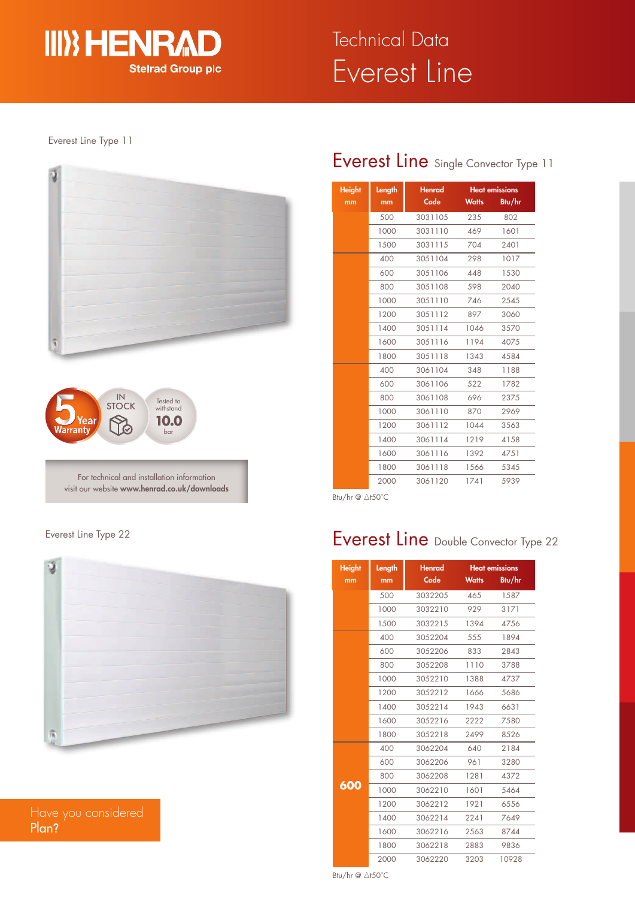# Technical Data
# Everest Line

Everest Line Type 11

5 Year Warranty

IN STOCK

Tested to withstand 10.0 bar

For technical and installation information visit our website **www.henrad.co.uk/downloads**

## Everest Line Single Convector Type 11

| Height mm | Length mm | Henrad Code | Heat emissions Watts | Heat emissions Btu/hr |
|---|---|---|---|---|
| | 500 | 3031105 | 235 | 802 |
| | 1000 | 3031110 | 469 | 1601 |
| | 1500 | 3031115 | 704 | 2401 |
| | 400 | 3051104 | 298 | 1017 |
| | 600 | 3051106 | 448 | 1530 |
| | 800 | 3051108 | 598 | 2040 |
| | 1000 | 3051110 | 746 | 2545 |
| | 1200 | 3051112 | 897 | 3060 |
| | 1400 | 3051114 | 1046 | 3570 |
| | 1600 | 3051116 | 1194 | 4075 |
| | 1800 | 3051118 | 1343 | 4584 |
| | 400 | 3061104 | 348 | 1188 |
| | 600 | 3061106 | 522 | 1782 |
| | 800 | 3061108 | 696 | 2375 |
| | 1000 | 3061110 | 870 | 2969 |
| | 1200 | 3061112 | 1044 | 3563 |
| | 1400 | 3061114 | 1219 | 4158 |
| | 1600 | 3061116 | 1392 | 4751 |
| | 1800 | 3061118 | 1566 | 5345 |
| | 2000 | 3061120 | 1741 | 5939 |

Btu/hr @ △t50°C

Everest Line Type 22

## Everest Line Double Convector Type 22

| Height mm | Length mm | Henrad Code | Heat emissions Watts | Heat emissions Btu/hr |
|---|---|---|---|---|
| | 500 | 3032205 | 465 | 1587 |
| | 1000 | 3032210 | 929 | 3171 |
| | 1500 | 3032215 | 1394 | 4756 |
| | 400 | 3052204 | 555 | 1894 |
| | 600 | 3052206 | 833 | 2843 |
| | 800 | 3052208 | 1110 | 3788 |
| | 1000 | 3052210 | 1388 | 4737 |
| | 1200 | 3052212 | 1666 | 5686 |
| | 1400 | 3052214 | 1943 | 6631 |
| | 1600 | 3052216 | 2222 | 7580 |
| | 1800 | 3052218 | 2499 | 8526 |
| 600 | 400 | 3062204 | 640 | 2184 |
| | 600 | 3062206 | 961 | 3280 |
| | 800 | 3062208 | 1281 | 4372 |
| | 1000 | 3062210 | 1601 | 5464 |
| | 1200 | 3062212 | 1921 | 6556 |
| | 1400 | 3062214 | 2241 | 7649 |
| | 1600 | 3062216 | 2563 | 8744 |
| | 1800 | 3062218 | 2883 | 9836 |
| | 2000 | 3062220 | 3203 | 10928 |

Btu/hr @ △t50°C

Have you considered **Plan?**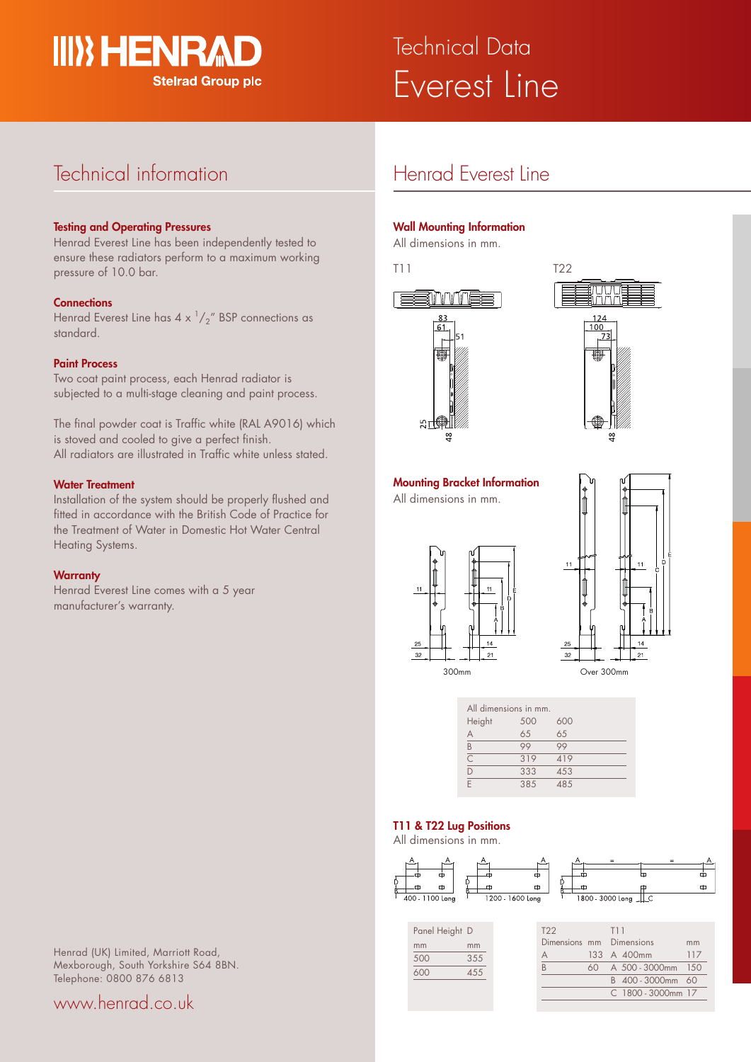# Technical Data
# Everest Line

## Technical information

**Testing and Operating Pressures**
Henrad Everest Line has been independently tested to ensure these radiators perform to a maximum working pressure of 10.0 bar.

**Connections**
Henrad Everest Line has 4 x $^1/_2$" BSP connections as standard.

**Paint Process**
Two coat paint process, each Henrad radiator is subjected to a multi-stage cleaning and paint process.

The final powder coat is Traffic white (RAL A9016) which is stoved and cooled to give a perfect finish.
All radiators are illustrated in Traffic white unless stated.

**Water Treatment**
Installation of the system should be properly flushed and fitted in accordance with the British Code of Practice for the Treatment of Water in Domestic Hot Water Central Heating Systems.

**Warranty**
Henrad Everest Line comes with a 5 year manufacturer's warranty.

Henrad (UK) Limited, Marriott Road,
Mexborough, South Yorkshire S64 8BN.
Telephone: 0800 876 6813

www.henrad.co.uk

## Henrad Everest Line

**Wall Mounting Information**
All dimensions in mm.

T11

83
61
51
25
48

T22

124
100
73
48

**Mounting Bracket Information**
All dimensions in mm.

11
25
32
14
21
A B D E C

300mm

Over 300mm

All dimensions in mm.

| Height | 500 | 600 |
|---|---|---|
| A | 65 | 65 |
| B | 99 | 99 |
| C | 319 | 419 |
| D | 333 | 453 |
| E | 385 | 485 |

**T11 & T22 Lug Positions**
All dimensions in mm.

A A D B
400 - 1100 Long

A A D B
1200 - 1600 Long

A = = A D B C
1800 - 3000 Long

| Panel Height mm | D mm |
|---|---|
| 500 | 355 |
| 600 | 455 |

| T22 Dimensions | mm | T11 Dimensions | mm |
|---|---|---|---|
| A | 133 | A 400mm | 117 |
| B | 60 | A 500 - 3000mm | 150 |
| | | B 400 - 3000mm | 60 |
| | | C 1800 - 3000mm | 17 |